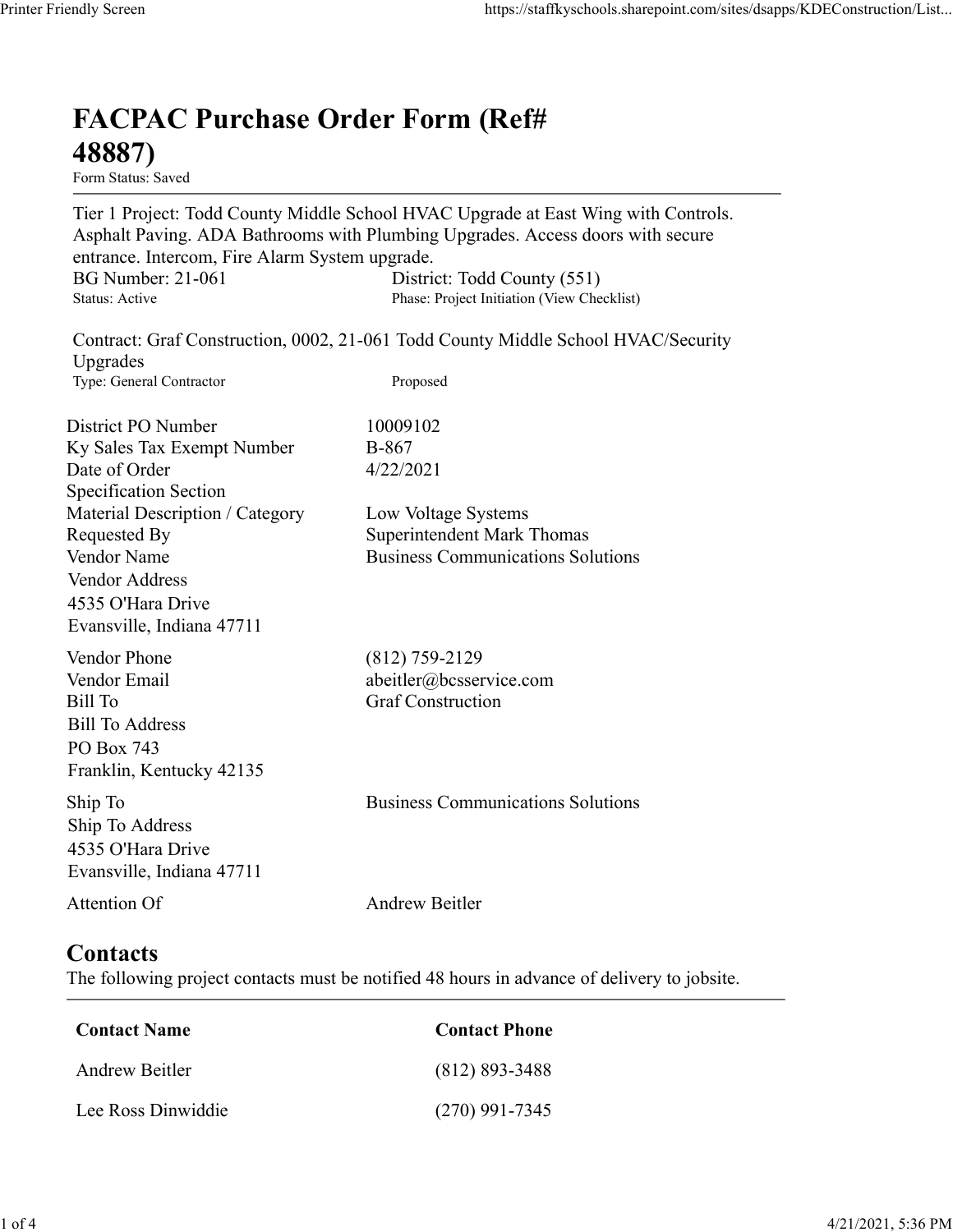# FACPAC Purchase Order Form (Ref# 48887)

Form Status: Saved

Tier 1 Project: Todd County Middle School HVAC Upgrade at East Wing with Controls. Asphalt Paving. ADA Bathrooms with Plumbing Upgrades. Access doors with secure entrance. Intercom, Fire Alarm System upgrade.

BG Number: 21-061 | District: Todd County (551)

Status: Active | Phase: Project Initiation (View Checklist)

Contract: Graf Construction, 0002, 21-061 Todd County Middle School HVAC/Security Upgrades

Type: General Contractor | Proposed

| | |
|---|---|
| District PO Number | 10009102 |
| Ky Sales Tax Exempt Number | B-867 |
| Date of Order | 4/22/2021 |
| Specification Section | |
| Material Description / Category | Low Voltage Systems |
| Requested By | Superintendent Mark Thomas |
| Vendor Name | Business Communications Solutions |
| Vendor Address<br>4535 O'Hara Drive<br>Evansville, Indiana 47711 | |
| Vendor Phone | (812) 759-2129 |
| Vendor Email | abeitler@bcsservice.com |
| Bill To | Graf Construction |
| Bill To Address<br>PO Box 743<br>Franklin, Kentucky 42135 | |
| Ship To | Business Communications Solutions |
| Ship To Address<br>4535 O'Hara Drive<br>Evansville, Indiana 47711 | |
| Attention Of | Andrew Beitler |

## Contacts

The following project contacts must be notified 48 hours in advance of delivery to jobsite.

| Contact Name | Contact Phone |
|---|---|
| Andrew Beitler | (812) 893-3488 |
| Lee Ross Dinwiddie | (270) 991-7345 |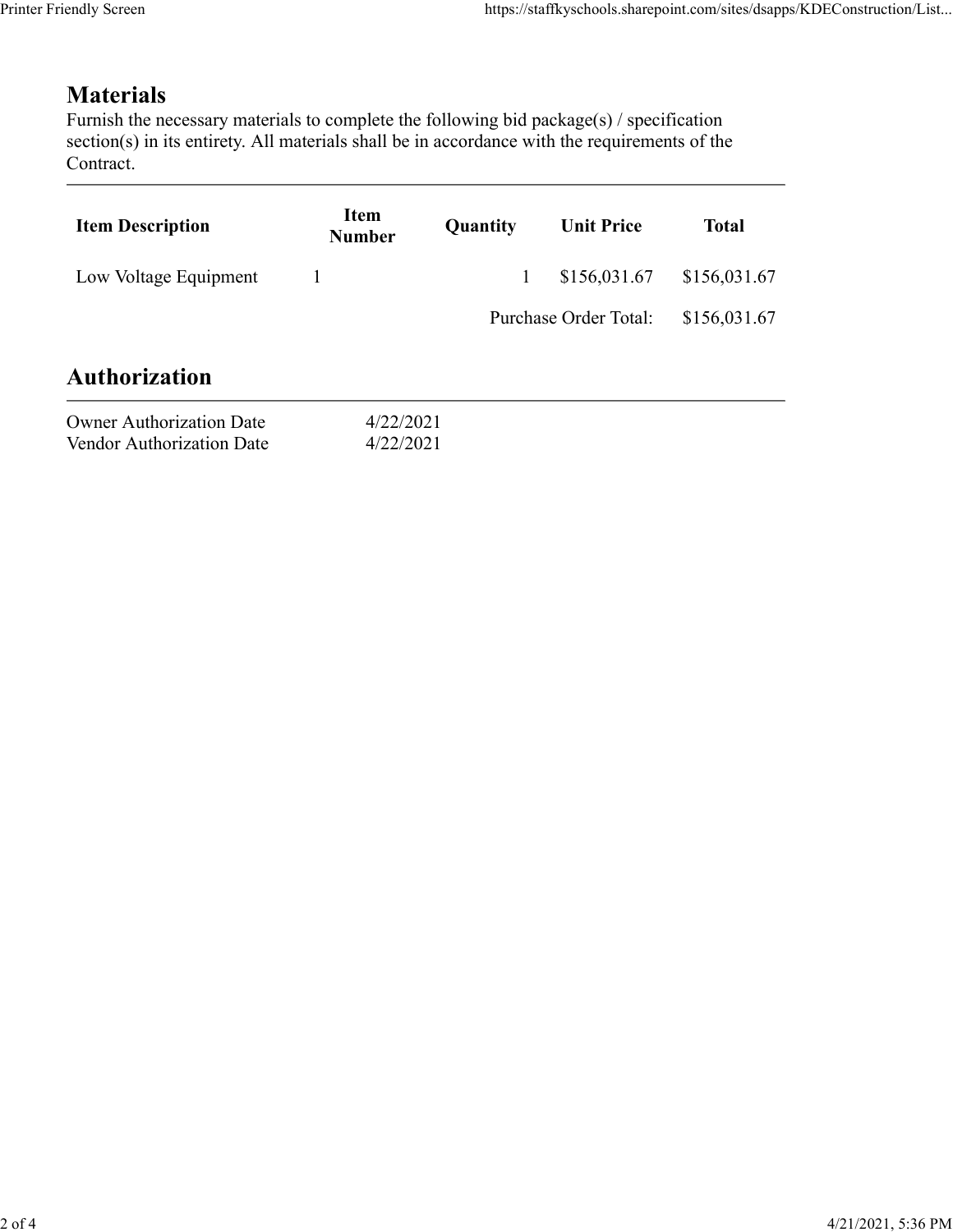## Materials

Furnish the necessary materials to complete the following bid package(s) / specification section(s) in its entirety. All materials shall be in accordance with the requirements of the Contract.

| Item Description | Item Number | Quantity | Unit Price | Total |
|---|---|---|---|---|
| Low Voltage Equipment | 1 | 1 | $156,031.67 | $156,031.67 |
| | | | Purchase Order Total: | $156,031.67 |

## Authorization

| | |
|---|---|
| Owner Authorization Date | 4/22/2021 |
| Vendor Authorization Date | 4/22/2021 |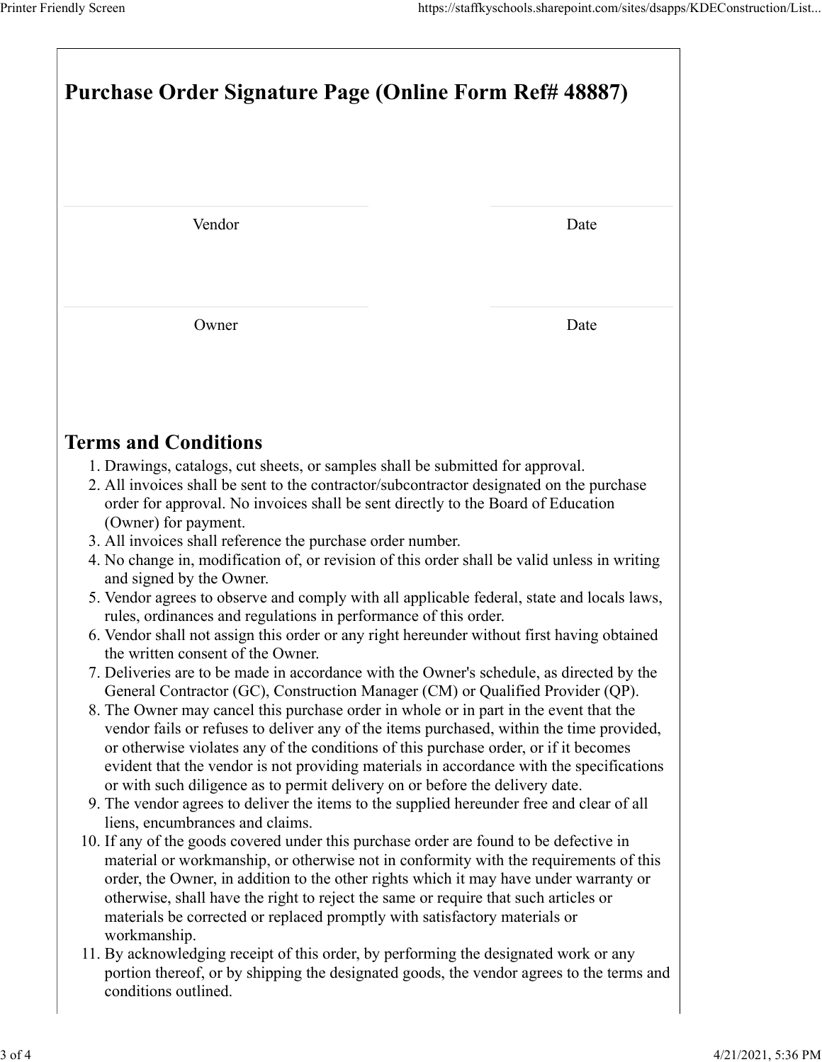# Purchase Order Signature Page (Online Form Ref# 48887)

| Vendor | Date |
|---|---|
| Owner | Date |

## Terms and Conditions

1. Drawings, catalogs, cut sheets, or samples shall be submitted for approval.
2. All invoices shall be sent to the contractor/subcontractor designated on the purchase order for approval. No invoices shall be sent directly to the Board of Education (Owner) for payment.
3. All invoices shall reference the purchase order number.
4. No change in, modification of, or revision of this order shall be valid unless in writing and signed by the Owner.
5. Vendor agrees to observe and comply with all applicable federal, state and locals laws, rules, ordinances and regulations in performance of this order.
6. Vendor shall not assign this order or any right hereunder without first having obtained the written consent of the Owner.
7. Deliveries are to be made in accordance with the Owner's schedule, as directed by the General Contractor (GC), Construction Manager (CM) or Qualified Provider (QP).
8. The Owner may cancel this purchase order in whole or in part in the event that the vendor fails or refuses to deliver any of the items purchased, within the time provided, or otherwise violates any of the conditions of this purchase order, or if it becomes evident that the vendor is not providing materials in accordance with the specifications or with such diligence as to permit delivery on or before the delivery date.
9. The vendor agrees to deliver the items to the supplied hereunder free and clear of all liens, encumbrances and claims.
10. If any of the goods covered under this purchase order are found to be defective in material or workmanship, or otherwise not in conformity with the requirements of this order, the Owner, in addition to the other rights which it may have under warranty or otherwise, shall have the right to reject the same or require that such articles or materials be corrected or replaced promptly with satisfactory materials or workmanship.
11. By acknowledging receipt of this order, by performing the designated work or any portion thereof, or by shipping the designated goods, the vendor agrees to the terms and conditions outlined.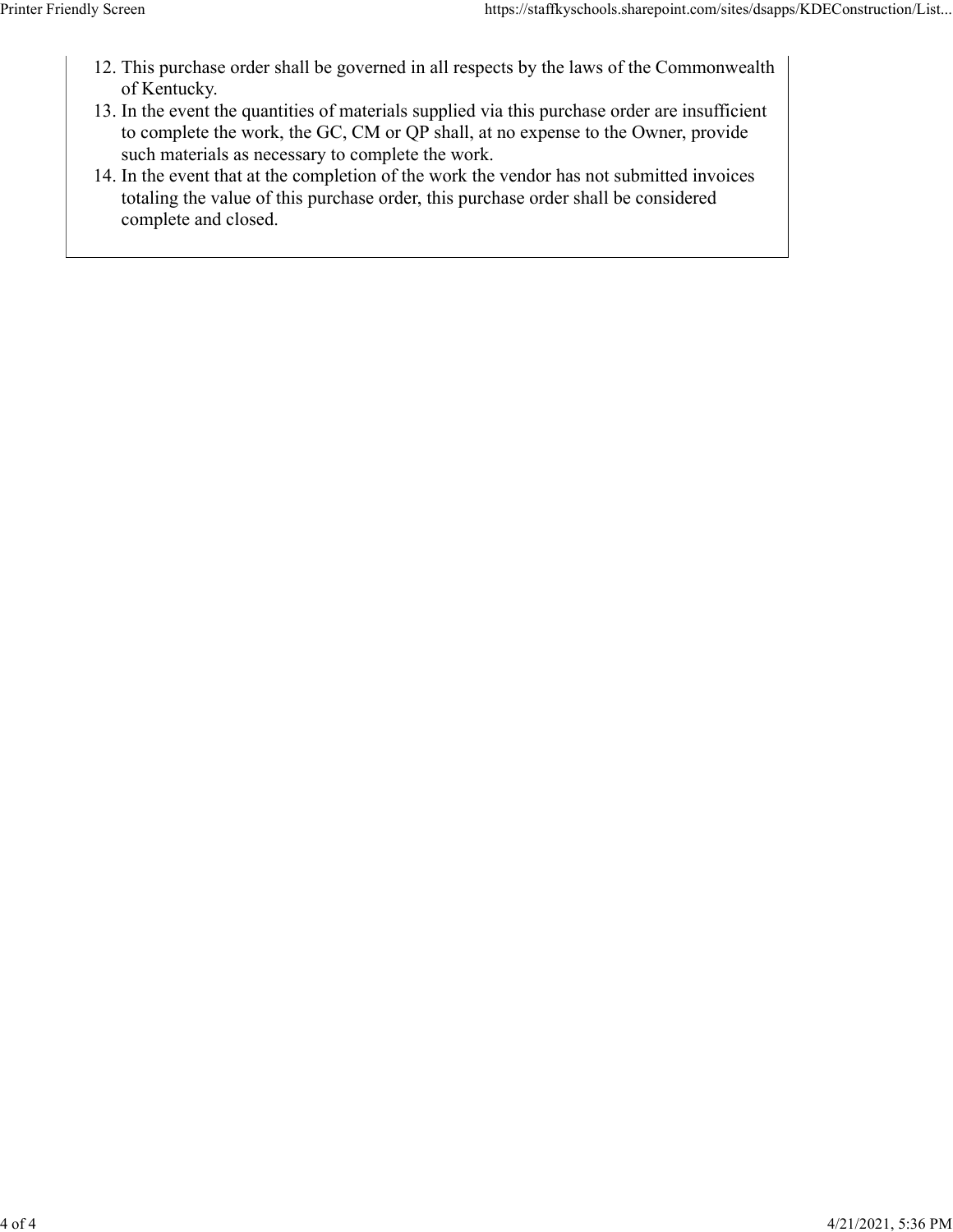12. This purchase order shall be governed in all respects by the laws of the Commonwealth of Kentucky.
13. In the event the quantities of materials supplied via this purchase order are insufficient to complete the work, the GC, CM or QP shall, at no expense to the Owner, provide such materials as necessary to complete the work.
14. In the event that at the completion of the work the vendor has not submitted invoices totaling the value of this purchase order, this purchase order shall be considered complete and closed.